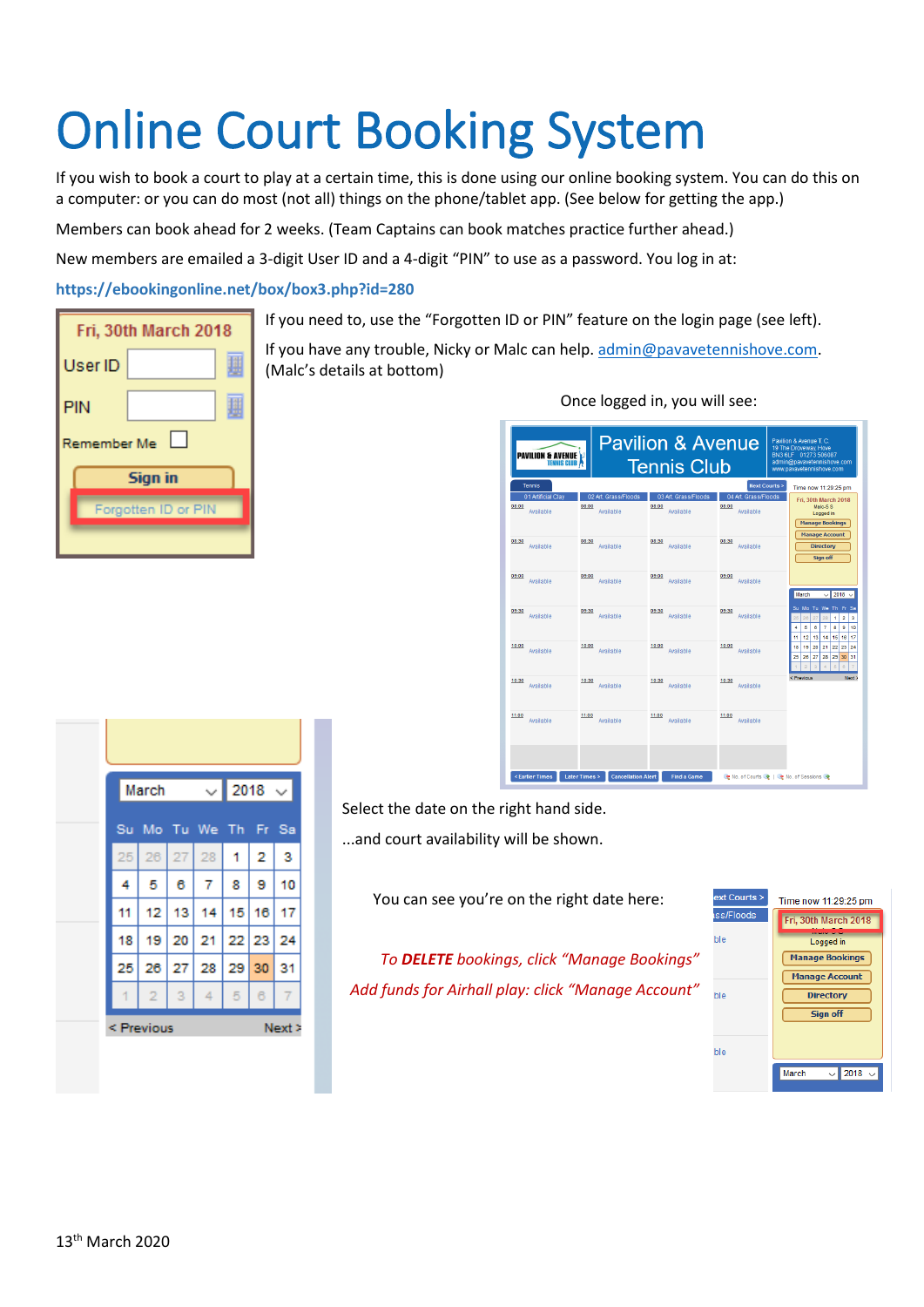# Online Court Booking System

If you wish to book a court to play at a certain time, this is done using our online booking system. You can do this on a computer: or you can do most (not all) things on the phone/tablet app. (See below for getting the app.)

Members can book ahead for 2 weeks. (Team Captains can book matches practice further ahead.)

New members are emailed a 3-digit User ID and a 4-digit "PIN" to use as a password. You log in at:

**https://ebookingonline.net/box/box3.php?id=280**

If you need to, use the "Forgotten ID or PIN" feature on the login page (see left).

If you have any trouble, Nicky or Malc can help. admin@pavavetennishove.com. (Malc's details at bottom)

Once logged in, you will see:

Select the date on the right hand side.

...and court availability will be shown.

You can see you're on the right date here:

*To **DELETE** bookings, click "Manage Bookings"*

*Add funds for Airhall play: click "Manage Account"*

13th March 2020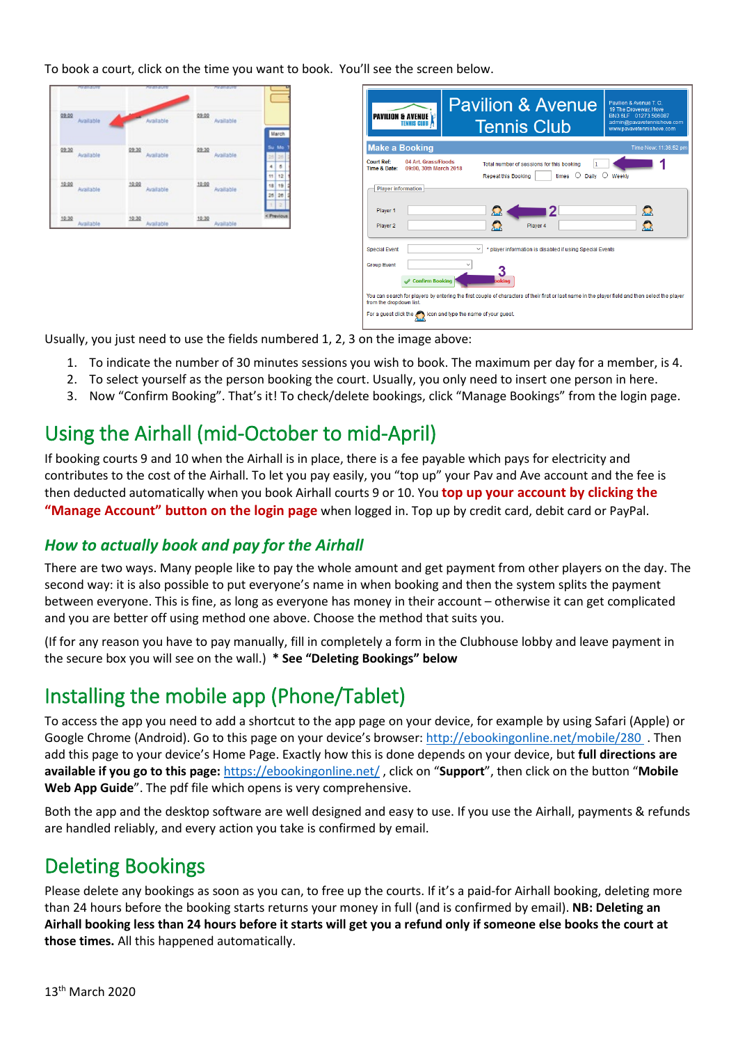To book a court, click on the time you want to book. You'll see the screen below.

Usually, you just need to use the fields numbered 1, 2, 3 on the image above:

1. To indicate the number of 30 minutes sessions you wish to book. The maximum per day for a member, is 4.
2. To select yourself as the person booking the court. Usually, you only need to insert one person in here.
3. Now "Confirm Booking". That's it! To check/delete bookings, click "Manage Bookings" from the login page.

## Using the Airhall (mid-October to mid-April)

If booking courts 9 and 10 when the Airhall is in place, there is a fee payable which pays for electricity and contributes to the cost of the Airhall. To let you pay easily, you "top up" your Pav and Ave account and the fee is then deducted automatically when you book Airhall courts 9 or 10. You **top up your account by clicking the "Manage Account" button on the login page** when logged in. Top up by credit card, debit card or PayPal.

### *How to actually book and pay for the Airhall*

There are two ways. Many people like to pay the whole amount and get payment from other players on the day. The second way: it is also possible to put everyone's name in when booking and then the system splits the payment between everyone. This is fine, as long as everyone has money in their account – otherwise it can get complicated and you are better off using method one above. Choose the method that suits you.

(If for any reason you have to pay manually, fill in completely a form in the Clubhouse lobby and leave payment in the secure box you will see on the wall.) **\* See "Deleting Bookings" below**

## Installing the mobile app (Phone/Tablet)

To access the app you need to add a shortcut to the app page on your device, for example by using Safari (Apple) or Google Chrome (Android). Go to this page on your device's browser: http://ebookingonline.net/mobile/280 . Then add this page to your device's Home Page. Exactly how this is done depends on your device, but **full directions are available if you go to this page:** https://ebookingonline.net/ , click on "**Support**", then click on the button "**Mobile Web App Guide**". The pdf file which opens is very comprehensive.

Both the app and the desktop software are well designed and easy to use. If you use the Airhall, payments & refunds are handled reliably, and every action you take is confirmed by email.

## Deleting Bookings

Please delete any bookings as soon as you can, to free up the courts. If it's a paid-for Airhall booking, deleting more than 24 hours before the booking starts returns your money in full (and is confirmed by email). **NB: Deleting an Airhall booking less than 24 hours before it starts will get you a refund only if someone else books the court at those times.** All this happened automatically.

13th March 2020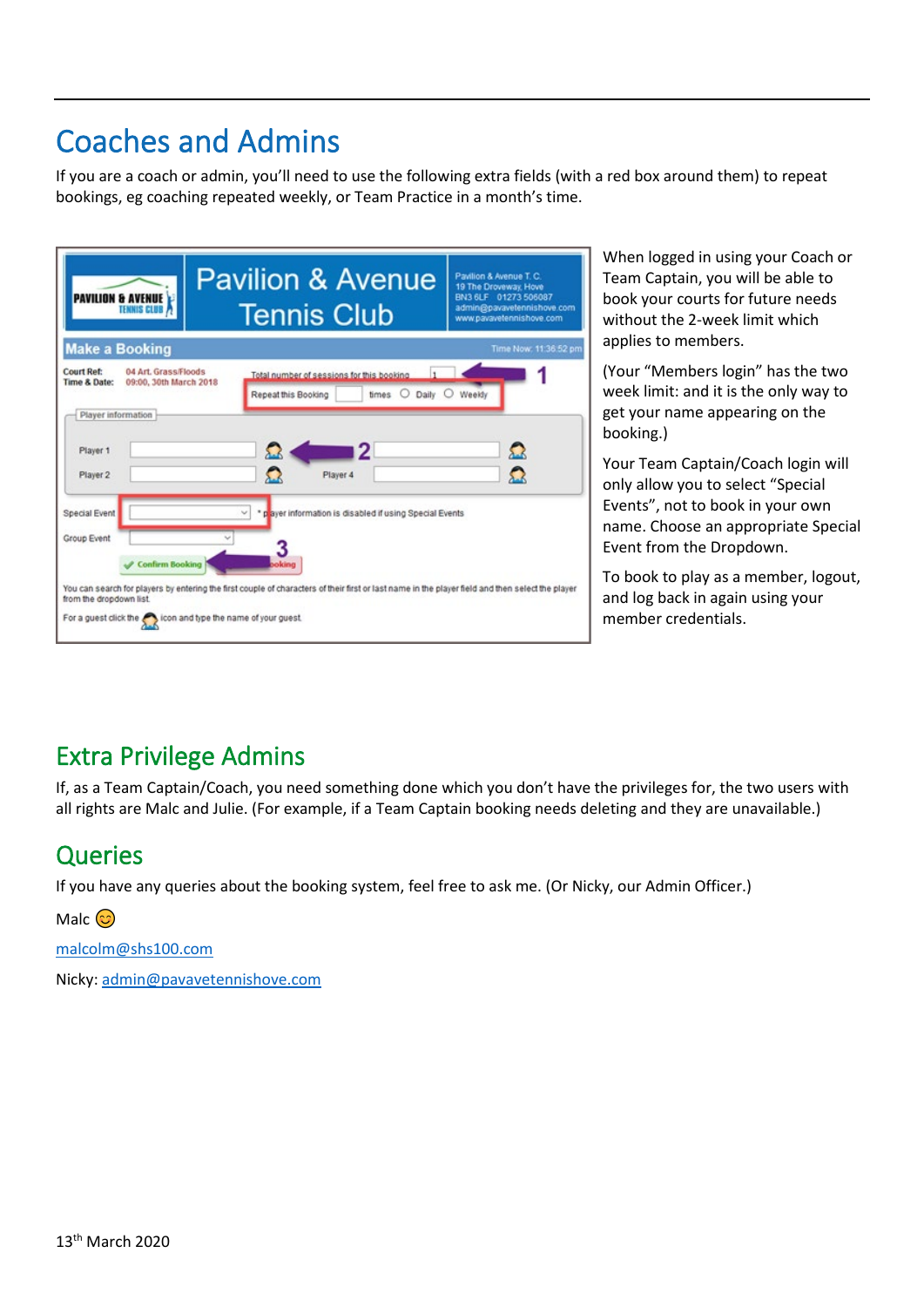# Coaches and Admins

If you are a coach or admin, you'll need to use the following extra fields (with a red box around them) to repeat bookings, eg coaching repeated weekly, or Team Practice in a month's time.

When logged in using your Coach or Team Captain, you will be able to book your courts for future needs without the 2-week limit which applies to members.

(Your "Members login" has the two week limit: and it is the only way to get your name appearing on the booking.)

Your Team Captain/Coach login will only allow you to select "Special Events", not to book in your own name. Choose an appropriate Special Event from the Dropdown.

To book to play as a member, logout, and log back in again using your member credentials.

# Extra Privilege Admins

If, as a Team Captain/Coach, you need something done which you don't have the privileges for, the two users with all rights are Malc and Julie. (For example, if a Team Captain booking needs deleting and they are unavailable.)

# Queries

If you have any queries about the booking system, feel free to ask me. (Or Nicky, our Admin Officer.)

Malc 😊

malcolm@shs100.com

Nicky: admin@pavavetennishove.com

13th March 2020